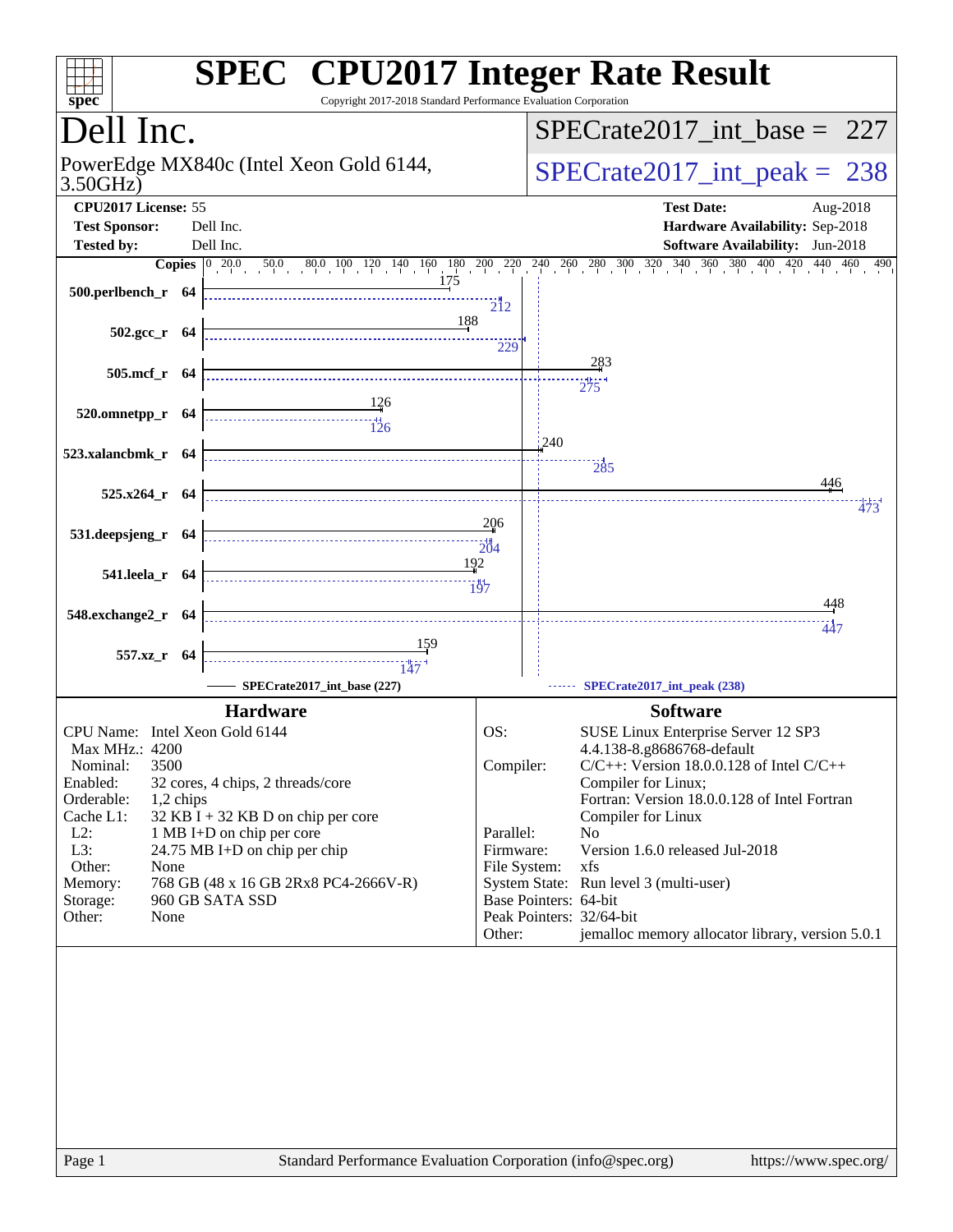# SPEC CPU2017 Integer Rate Result

Copyright 2017-2018 Standard Performance Evaluation Corporation

## Dell Inc.

PowerEdge MX840c (Intel Xeon Gold 6144, 3.50GHz)

SPECrate2017_int_base = 227

SPECrate2017_int_peak = 238

| | | | |
|---|---|---|---|
| **CPU2017 License:** | 55 | **Test Date:** | Aug-2018 |
| **Test Sponsor:** | Dell Inc. | **Hardware Availability:** | Sep-2018 |
| **Tested by:** | Dell Inc. | **Software Availability:** | Jun-2018 |

| Benchmark | Copies | Base | Peak |
|---|---|---|---|
| 500.perlbench_r | 64 | 175 | 212 |
| 502.gcc_r | 64 | 188 | 229 |
| 505.mcf_r | 64 | 283 | 275 |
| 520.omnetpp_r | 64 | 126 | 126 |
| 523.xalancbmk_r | 64 | 240 | 285 |
| 525.x264_r | 64 | 446 | 473 |
| 531.deepsjeng_r | 64 | 206 | 204 |
| 541.leela_r | 64 | 192 | 197 |
| 548.exchange2_r | 64 | 448 | 447 |
| 557.xz_r | 64 | 159 | 147 |

SPECrate2017_int_base (227) ------ SPECrate2017_int_peak (238)

### Hardware

| | |
|---|---|
| CPU Name: | Intel Xeon Gold 6144 |
| Max MHz.: | 4200 |
| Nominal: | 3500 |
| Enabled: | 32 cores, 4 chips, 2 threads/core |
| Orderable: | 1,2 chips |
| Cache L1: | 32 KB I + 32 KB D on chip per core |
| L2: | 1 MB I+D on chip per core |
| L3: | 24.75 MB I+D on chip per chip |
| Other: | None |
| Memory: | 768 GB (48 x 16 GB 2Rx8 PC4-2666V-R) |
| Storage: | 960 GB SATA SSD |
| Other: | None |

### Software

| | |
|---|---|
| OS: | SUSE Linux Enterprise Server 12 SP3 4.4.138-8.g8686768-default |
| Compiler: | C/C++: Version 18.0.0.128 of Intel C/C++ Compiler for Linux; Fortran: Version 18.0.0.128 of Intel Fortran Compiler for Linux |
| Parallel: | No |
| Firmware: | Version 1.6.0 released Jul-2018 |
| File System: | xfs |
| System State: | Run level 3 (multi-user) |
| Base Pointers: | 64-bit |
| Peak Pointers: | 32/64-bit |
| Other: | jemalloc memory allocator library, version 5.0.1 |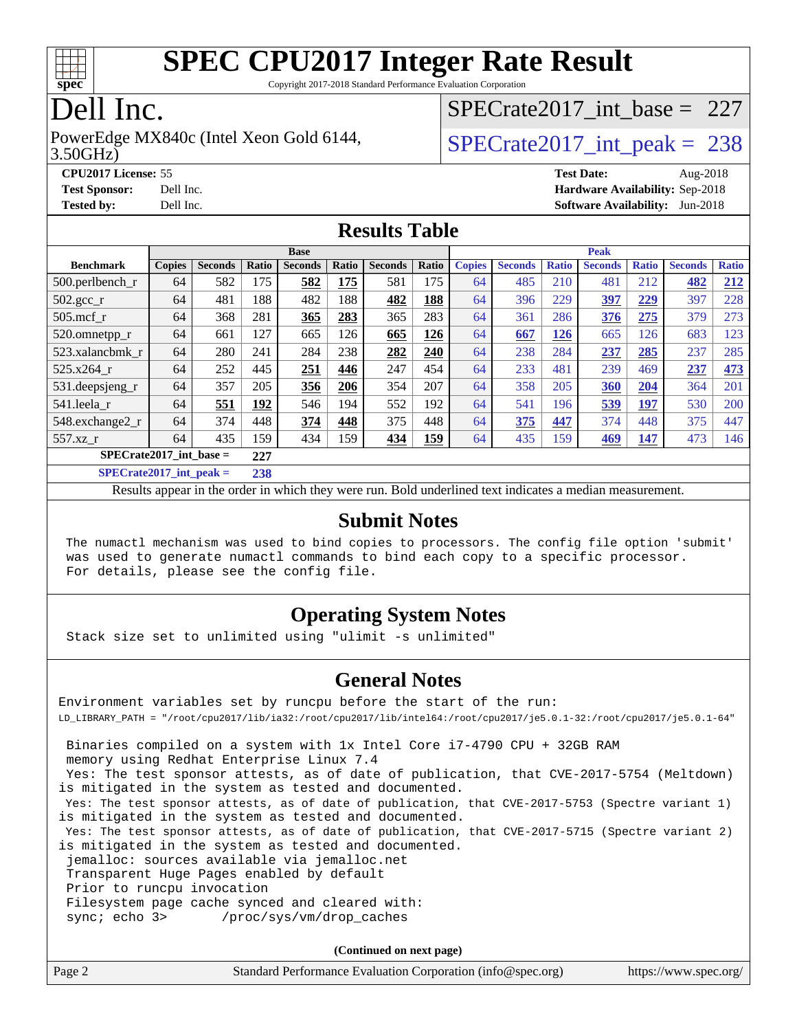# SPEC CPU2017 Integer Rate Result

Copyright 2017-2018 Standard Performance Evaluation Corporation

## Dell Inc.

PowerEdge MX840c (Intel Xeon Gold 6144, 3.50GHz)

SPECrate2017_int_base = 227

SPECrate2017_int_peak = 238

**CPU2017 License:** 55
**Test Sponsor:** Dell Inc.
**Tested by:** Dell Inc.

**Test Date:** Aug-2018
**Hardware Availability:** Sep-2018
**Software Availability:** Jun-2018

## Results Table

| | Base | | | | | | | Peak | | | | | | |
|---|---|---|---|---|---|---|---|---|---|---|---|---|---|---|
| **Benchmark** | **Copies** | **Seconds** | **Ratio** | **Seconds** | **Ratio** | **Seconds** | **Ratio** | **Copies** | **Seconds** | **Ratio** | **Seconds** | **Ratio** | **Seconds** | **Ratio** |
| 500.perlbench_r | 64 | 582 | 175 | **582** | **175** | 581 | 175 | 64 | 485 | 210 | 481 | 212 | **482** | **212** |
| 502.gcc_r | 64 | 481 | 188 | 482 | 188 | **482** | **188** | 64 | 396 | 229 | **397** | **229** | 397 | 228 |
| 505.mcf_r | 64 | 368 | 281 | **365** | **283** | 365 | 283 | 64 | 361 | 286 | **376** | **275** | 379 | 273 |
| 520.omnetpp_r | 64 | 661 | 127 | 665 | 126 | **665** | **126** | 64 | **667** | **126** | 665 | 126 | 683 | 123 |
| 523.xalancbmk_r | 64 | 280 | 241 | 284 | 238 | **282** | **240** | 64 | 238 | 284 | **237** | **285** | 237 | 285 |
| 525.x264_r | 64 | 252 | 445 | **251** | **446** | 247 | 454 | 64 | 233 | 481 | 239 | 469 | **237** | **473** |
| 531.deepsjeng_r | 64 | 357 | 205 | **356** | **206** | 354 | 207 | 64 | 358 | 205 | **360** | **204** | 364 | 201 |
| 541.leela_r | 64 | **551** | **192** | 546 | 194 | 552 | 192 | 64 | 541 | 196 | **539** | **197** | 530 | 200 |
| 548.exchange2_r | 64 | 374 | 448 | **374** | **448** | 375 | 448 | 64 | **375** | **447** | 374 | 448 | 375 | 447 |
| 557.xz_r | 64 | 435 | 159 | 434 | 159 | **434** | **159** | 64 | 435 | 159 | **469** | **147** | 473 | 146 |

**SPECrate2017_int_base = 227**

**SPECrate2017_int_peak = 238**

Results appear in the order in which they were run. Bold underlined text indicates a median measurement.

## Submit Notes

```
The numactl mechanism was used to bind copies to processors. The config file option 'submit'
was used to generate numactl commands to bind each copy to a specific processor.
For details, please see the config file.
```

## Operating System Notes

```
Stack size set to unlimited using "ulimit -s unlimited"
```

## General Notes

```
Environment variables set by runcpu before the start of the run:
LD_LIBRARY_PATH = "/root/cpu2017/lib/ia32:/root/cpu2017/lib/intel64:/root/cpu2017/je5.0.1-32:/root/cpu2017/je5.0.1-64"

 Binaries compiled on a system with 1x Intel Core i7-4790 CPU + 32GB RAM
 memory using Redhat Enterprise Linux 7.4
 Yes: The test sponsor attests, as of date of publication, that CVE-2017-5754 (Meltdown)
is mitigated in the system as tested and documented.
 Yes: The test sponsor attests, as of date of publication, that CVE-2017-5753 (Spectre variant 1)
is mitigated in the system as tested and documented.
 Yes: The test sponsor attests, as of date of publication, that CVE-2017-5715 (Spectre variant 2)
is mitigated in the system as tested and documented.
 jemalloc: sources available via jemalloc.net
 Transparent Huge Pages enabled by default
 Prior to runcpu invocation
 Filesystem page cache synced and cleared with:
 sync; echo 3>       /proc/sys/vm/drop_caches
```

**(Continued on next page)**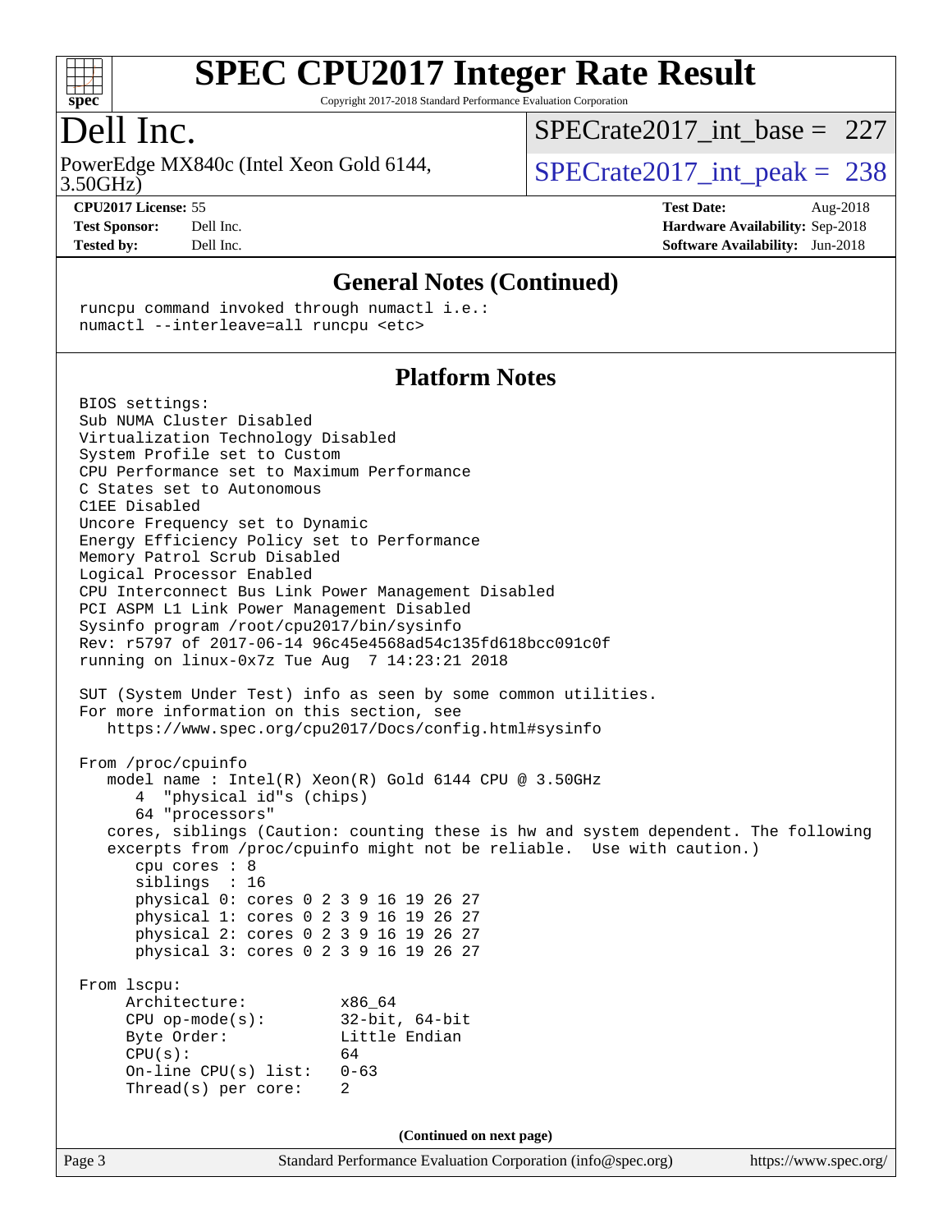# SPEC CPU2017 Integer Rate Result

Copyright 2017-2018 Standard Performance Evaluation Corporation

## Dell Inc.

PowerEdge MX840c (Intel Xeon Gold 6144, 3.50GHz)

SPECrate2017_int_base = 227

SPECrate2017_int_peak = 238

**CPU2017 License:** 55
**Test Sponsor:** Dell Inc.
**Tested by:** Dell Inc.

**Test Date:** Aug-2018
**Hardware Availability:** Sep-2018
**Software Availability:** Jun-2018

### General Notes (Continued)

```
runcpu command invoked through numactl i.e.:
numactl --interleave=all runcpu <etc>
```

### Platform Notes

```
BIOS settings:
Sub NUMA Cluster Disabled
Virtualization Technology Disabled
System Profile set to Custom
CPU Performance set to Maximum Performance
C States set to Autonomous
C1EE Disabled
Uncore Frequency set to Dynamic
Energy Efficiency Policy set to Performance
Memory Patrol Scrub Disabled
Logical Processor Enabled
CPU Interconnect Bus Link Power Management Disabled
PCI ASPM L1 Link Power Management Disabled
Sysinfo program /root/cpu2017/bin/sysinfo
Rev: r5797 of 2017-06-14 96c45e4568ad54c135fd618bcc091c0f
running on linux-0x7z Tue Aug  7 14:23:21 2018

SUT (System Under Test) info as seen by some common utilities.
For more information on this section, see
   https://www.spec.org/cpu2017/Docs/config.html#sysinfo

From /proc/cpuinfo
   model name : Intel(R) Xeon(R) Gold 6144 CPU @ 3.50GHz
      4  "physical id"s (chips)
      64 "processors"
   cores, siblings (Caution: counting these is hw and system dependent. The following
   excerpts from /proc/cpuinfo might not be reliable.  Use with caution.)
      cpu cores : 8
      siblings  : 16
      physical 0: cores 0 2 3 9 16 19 26 27
      physical 1: cores 0 2 3 9 16 19 26 27
      physical 2: cores 0 2 3 9 16 19 26 27
      physical 3: cores 0 2 3 9 16 19 26 27

From lscpu:
     Architecture:          x86_64
     CPU op-mode(s):        32-bit, 64-bit
     Byte Order:            Little Endian
     CPU(s):                64
     On-line CPU(s) list:   0-63
     Thread(s) per core:    2
```

(Continued on next page)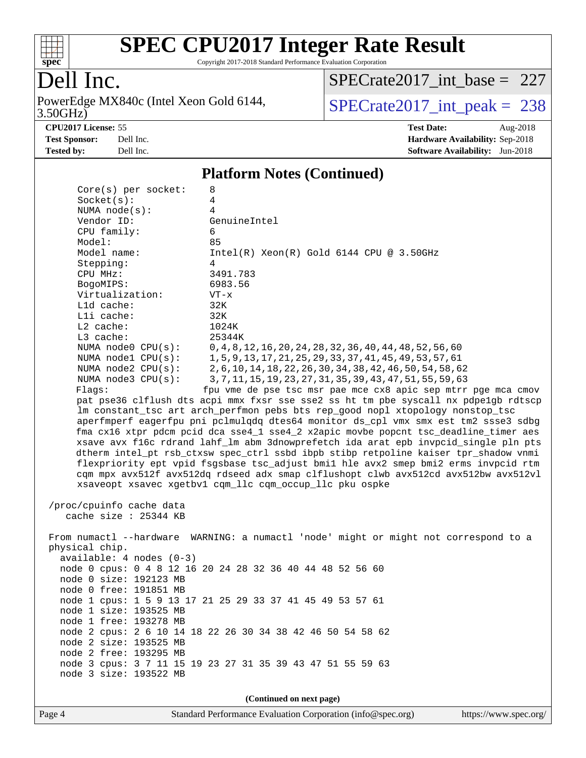# SPEC CPU2017 Integer Rate Result

Copyright 2017-2018 Standard Performance Evaluation Corporation

## Dell Inc.

PowerEdge MX840c (Intel Xeon Gold 6144, 3.50GHz)

SPECrate2017_int_base = 227

SPECrate2017_int_peak = 238

**CPU2017 License:** 55
**Test Sponsor:** Dell Inc.
**Tested by:** Dell Inc.

**Test Date:** Aug-2018
**Hardware Availability:** Sep-2018
**Software Availability:** Jun-2018

### Platform Notes (Continued)

```
      Core(s) per socket:    8
      Socket(s):             4
      NUMA node(s):          4
      Vendor ID:             GenuineIntel
      CPU family:            6
      Model:                 85
      Model name:            Intel(R) Xeon(R) Gold 6144 CPU @ 3.50GHz
      Stepping:              4
      CPU MHz:               3491.783
      BogoMIPS:              6983.56
      Virtualization:        VT-x
      L1d cache:             32K
      L1i cache:             32K
      L2 cache:              1024K
      L3 cache:              25344K
      NUMA node0 CPU(s):     0,4,8,12,16,20,24,28,32,36,40,44,48,52,56,60
      NUMA node1 CPU(s):     1,5,9,13,17,21,25,29,33,37,41,45,49,53,57,61
      NUMA node2 CPU(s):     2,6,10,14,18,22,26,30,34,38,42,46,50,54,58,62
      NUMA node3 CPU(s):     3,7,11,15,19,23,27,31,35,39,43,47,51,55,59,63
      Flags:                fpu vme de pse tsc msr pae mce cx8 apic sep mtrr pge mca cmov
      pat pse36 clflush dts acpi mmx fxsr sse sse2 ss ht tm pbe syscall nx pdpe1gb rdtscp
      lm constant_tsc art arch_perfmon pebs bts rep_good nopl xtopology nonstop_tsc
      aperfmperf eagerfpu pni pclmulqdq dtes64 monitor ds_cpl vmx smx est tm2 ssse3 sdbg
      fma cx16 xtpr pdcm pcid dca sse4_1 sse4_2 x2apic movbe popcnt tsc_deadline_timer aes
      xsave avx f16c rdrand lahf_lm abm 3dnowprefetch ida arat epb invpcid_single pln pts
      dtherm intel_pt rsb_ctxsw spec_ctrl ssbd ibpb stibp retpoline kaiser tpr_shadow vnmi
      flexpriority ept vpid fsgsbase tsc_adjust bmi1 hle avx2 smep bmi2 erms invpcid rtm
      cqm mpx avx512f avx512dq rdseed adx smap clflushopt clwb avx512cd avx512bw avx512vl
      xsaveopt xsavec xgetbv1 cqm_llc cqm_occup_llc pku ospke

 /proc/cpuinfo cache data
    cache size : 25344 KB

 From numactl --hardware  WARNING: a numactl 'node' might or might not correspond to a
 physical chip.
   available: 4 nodes (0-3)
   node 0 cpus: 0 4 8 12 16 20 24 28 32 36 40 44 48 52 56 60
   node 0 size: 192123 MB
   node 0 free: 191851 MB
   node 1 cpus: 1 5 9 13 17 21 25 29 33 37 41 45 49 53 57 61
   node 1 size: 193525 MB
   node 1 free: 193278 MB
   node 2 cpus: 2 6 10 14 18 22 26 30 34 38 42 46 50 54 58 62
   node 2 size: 193525 MB
   node 2 free: 193295 MB
   node 3 cpus: 3 7 11 15 19 23 27 31 35 39 43 47 51 55 59 63
   node 3 size: 193522 MB
```

**(Continued on next page)**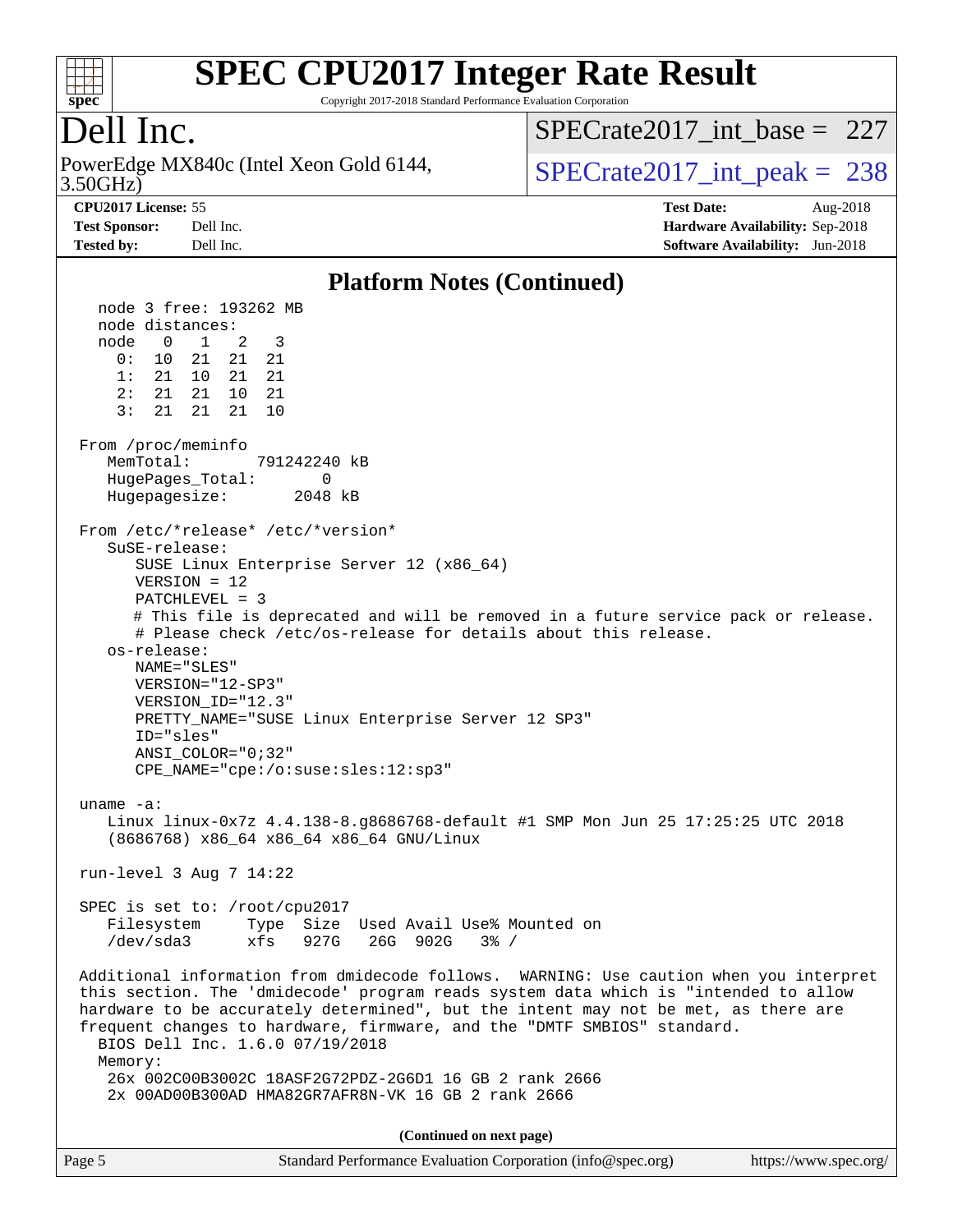## Platform Notes (Continued)

```
   node 3 free: 193262 MB
   node distances:
   node   0   1   2   3
     0:  10  21  21  21
     1:  21  10  21  21
     2:  21  21  10  21
     3:  21  21  21  10

 From /proc/meminfo
    MemTotal:       791242240 kB
    HugePages_Total:       0
    Hugepagesize:       2048 kB

 From /etc/*release* /etc/*version*
    SuSE-release:
       SUSE Linux Enterprise Server 12 (x86_64)
       VERSION = 12
       PATCHLEVEL = 3
       # This file is deprecated and will be removed in a future service pack or release.
       # Please check /etc/os-release for details about this release.
    os-release:
       NAME="SLES"
       VERSION="12-SP3"
       VERSION_ID="12.3"
       PRETTY_NAME="SUSE Linux Enterprise Server 12 SP3"
       ID="sles"
       ANSI_COLOR="0;32"
       CPE_NAME="cpe:/o:suse:sles:12:sp3"

 uname -a:
    Linux linux-0x7z 4.4.138-8.g8686768-default #1 SMP Mon Jun 25 17:25:25 UTC 2018
    (8686768) x86_64 x86_64 x86_64 GNU/Linux

 run-level 3 Aug 7 14:22

 SPEC is set to: /root/cpu2017
    Filesystem     Type  Size  Used Avail Use% Mounted on
    /dev/sda3      xfs   927G   26G  902G   3% /

 Additional information from dmidecode follows.  WARNING: Use caution when you interpret
 this section. The 'dmidecode' program reads system data which is "intended to allow
 hardware to be accurately determined", but the intent may not be met, as there are
 frequent changes to hardware, firmware, and the "DMTF SMBIOS" standard.
   BIOS Dell Inc. 1.6.0 07/19/2018
   Memory:
    26x 002C00B3002C 18ASF2G72PDZ-2G6D1 16 GB 2 rank 2666
    2x 00AD00B300AD HMA82GR7AFR8N-VK 16 GB 2 rank 2666
```

(Continued on next page)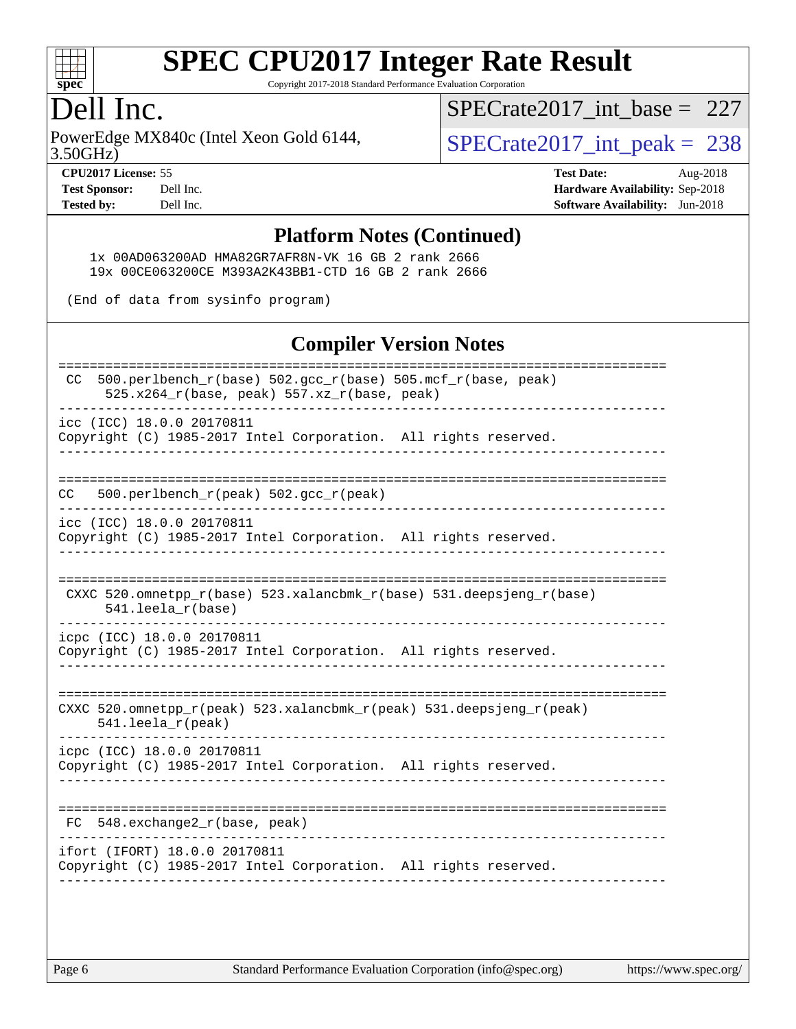## Platform Notes (Continued)

```
    1x 00AD063200AD HMA82GR7AFR8N-VK 16 GB 2 rank 2666
    19x 00CE063200CE M393A2K43BB1-CTD 16 GB 2 rank 2666

 (End of data from sysinfo program)
```

## Compiler Version Notes

```
==============================================================================
 CC  500.perlbench_r(base) 502.gcc_r(base) 505.mcf_r(base, peak)
      525.x264_r(base, peak) 557.xz_r(base, peak)
------------------------------------------------------------------------------
icc (ICC) 18.0.0 20170811
Copyright (C) 1985-2017 Intel Corporation.  All rights reserved.
------------------------------------------------------------------------------

==============================================================================
CC   500.perlbench_r(peak) 502.gcc_r(peak)
------------------------------------------------------------------------------
icc (ICC) 18.0.0 20170811
Copyright (C) 1985-2017 Intel Corporation.  All rights reserved.
------------------------------------------------------------------------------

==============================================================================
 CXXC 520.omnetpp_r(base) 523.xalancbmk_r(base) 531.deepsjeng_r(base)
      541.leela_r(base)
------------------------------------------------------------------------------
icpc (ICC) 18.0.0 20170811
Copyright (C) 1985-2017 Intel Corporation.  All rights reserved.
------------------------------------------------------------------------------

==============================================================================
CXXC 520.omnetpp_r(peak) 523.xalancbmk_r(peak) 531.deepsjeng_r(peak)
     541.leela_r(peak)
------------------------------------------------------------------------------
icpc (ICC) 18.0.0 20170811
Copyright (C) 1985-2017 Intel Corporation.  All rights reserved.
------------------------------------------------------------------------------

==============================================================================
 FC  548.exchange2_r(base, peak)
------------------------------------------------------------------------------
ifort (IFORT) 18.0.0 20170811
Copyright (C) 1985-2017 Intel Corporation.  All rights reserved.
------------------------------------------------------------------------------
```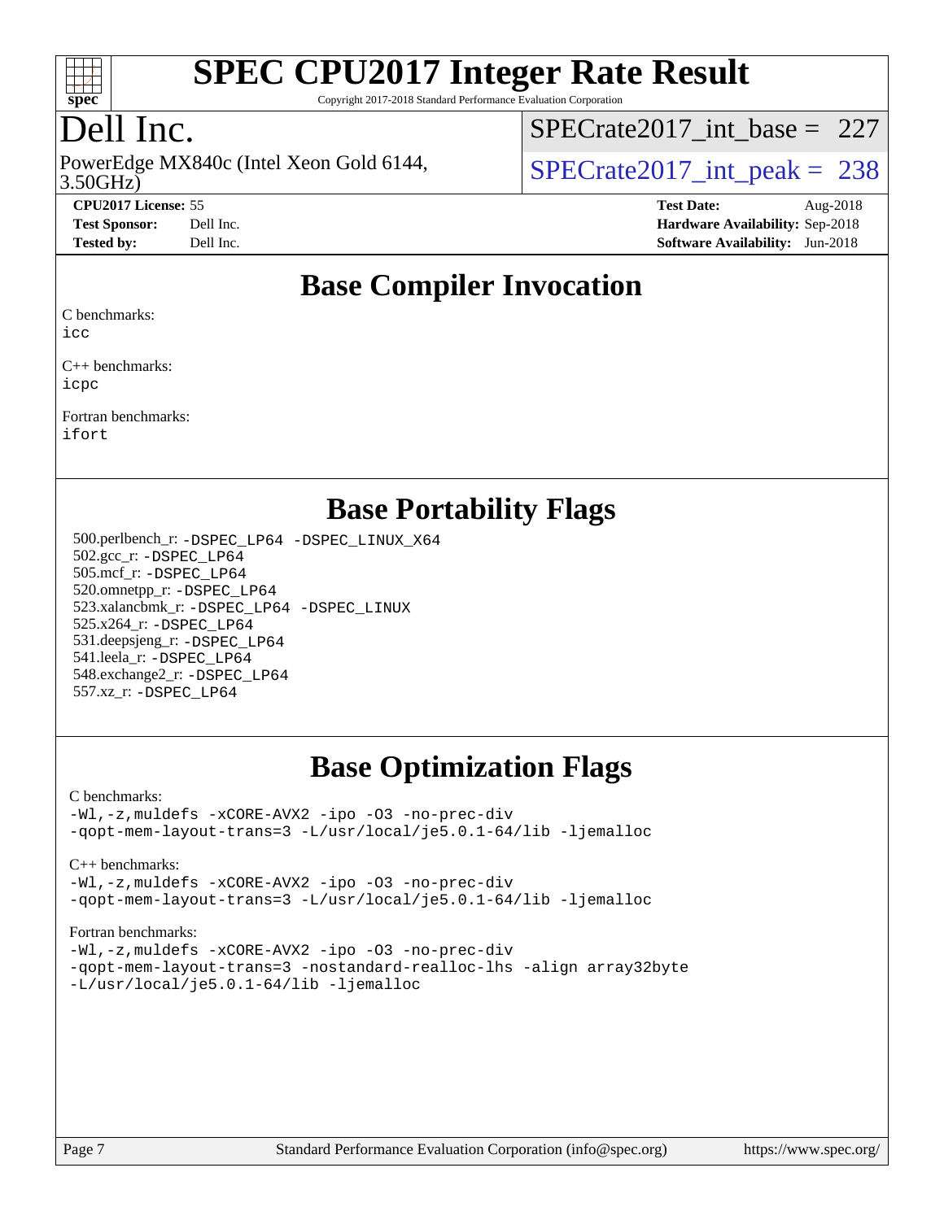# SPEC CPU2017 Integer Rate Result

Copyright 2017-2018 Standard Performance Evaluation Corporation

## Dell Inc.

PowerEdge MX840c (Intel Xeon Gold 6144, 3.50GHz)

SPECrate2017_int_base = 227

SPECrate2017_int_peak = 238

| | | | |
|---|---|---|---|
| **CPU2017 License:** | 55 | **Test Date:** | Aug-2018 |
| **Test Sponsor:** | Dell Inc. | **Hardware Availability:** | Sep-2018 |
| **Tested by:** | Dell Inc. | **Software Availability:** | Jun-2018 |

## Base Compiler Invocation

C benchmarks:
`icc`

C++ benchmarks:
`icpc`

Fortran benchmarks:
`ifort`

## Base Portability Flags

500.perlbench_r: `-DSPEC_LP64 -DSPEC_LINUX_X64`
502.gcc_r: `-DSPEC_LP64`
505.mcf_r: `-DSPEC_LP64`
520.omnetpp_r: `-DSPEC_LP64`
523.xalancbmk_r: `-DSPEC_LP64 -DSPEC_LINUX`
525.x264_r: `-DSPEC_LP64`
531.deepsjeng_r: `-DSPEC_LP64`
541.leela_r: `-DSPEC_LP64`
548.exchange2_r: `-DSPEC_LP64`
557.xz_r: `-DSPEC_LP64`

## Base Optimization Flags

C benchmarks:
```
-Wl,-z,muldefs -xCORE-AVX2 -ipo -O3 -no-prec-div
-qopt-mem-layout-trans=3 -L/usr/local/je5.0.1-64/lib -ljemalloc
```

C++ benchmarks:
```
-Wl,-z,muldefs -xCORE-AVX2 -ipo -O3 -no-prec-div
-qopt-mem-layout-trans=3 -L/usr/local/je5.0.1-64/lib -ljemalloc
```

Fortran benchmarks:
```
-Wl,-z,muldefs -xCORE-AVX2 -ipo -O3 -no-prec-div
-qopt-mem-layout-trans=3 -nostandard-realloc-lhs -align array32byte
-L/usr/local/je5.0.1-64/lib -ljemalloc
```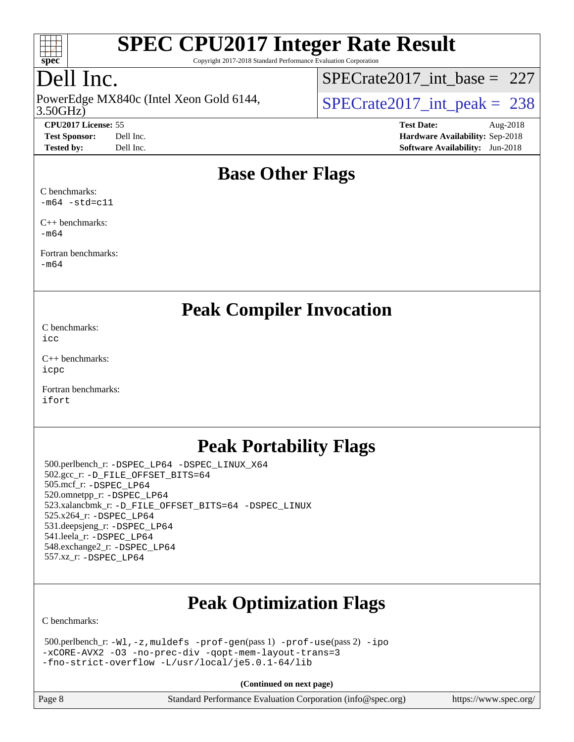# Base Other Flags

C benchmarks:
-m64 -std=c11

C++ benchmarks:
-m64

Fortran benchmarks:
-m64

# Peak Compiler Invocation

C benchmarks:
icc

C++ benchmarks:
icpc

Fortran benchmarks:
ifort

# Peak Portability Flags

500.perlbench_r: -DSPEC_LP64 -DSPEC_LINUX_X64
502.gcc_r: -D_FILE_OFFSET_BITS=64
505.mcf_r: -DSPEC_LP64
520.omnetpp_r: -DSPEC_LP64
523.xalancbmk_r: -D_FILE_OFFSET_BITS=64 -DSPEC_LINUX
525.x264_r: -DSPEC_LP64
531.deepsjeng_r: -DSPEC_LP64
541.leela_r: -DSPEC_LP64
548.exchange2_r: -DSPEC_LP64
557.xz_r: -DSPEC_LP64

# Peak Optimization Flags

C benchmarks:

500.perlbench_r: -Wl,-z,muldefs -prof-gen(pass 1) -prof-use(pass 2) -ipo -xCORE-AVX2 -O3 -no-prec-div -qopt-mem-layout-trans=3 -fno-strict-overflow -L/usr/local/je5.0.1-64/lib

(Continued on next page)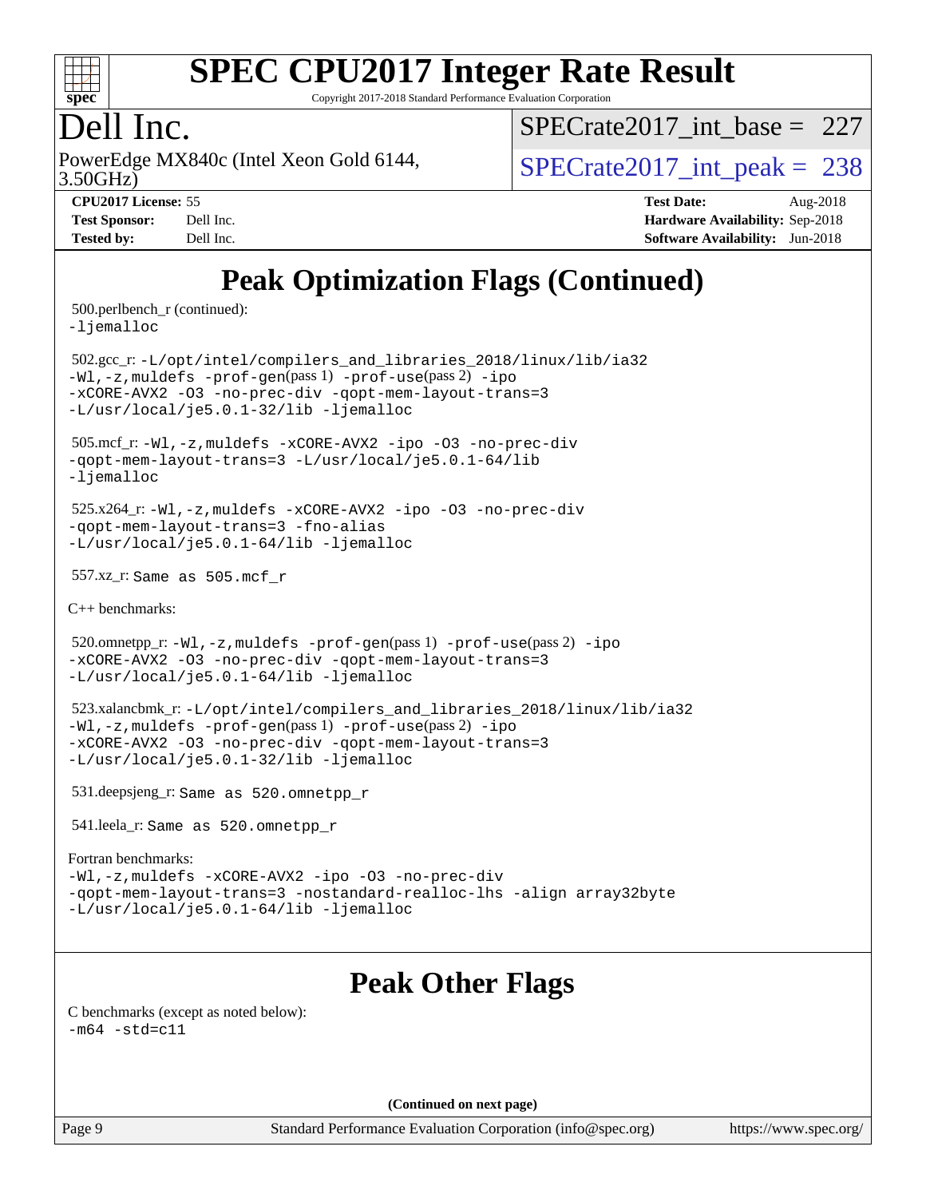# Peak Optimization Flags (Continued)

500.perlbench_r (continued):
-ljemalloc

502.gcc_r: -L/opt/intel/compilers_and_libraries_2018/linux/lib/ia32 -Wl,-z,muldefs -prof-gen(pass 1) -prof-use(pass 2) -ipo -xCORE-AVX2 -O3 -no-prec-div -qopt-mem-layout-trans=3 -L/usr/local/je5.0.1-32/lib -ljemalloc

505.mcf_r: -Wl,-z,muldefs -xCORE-AVX2 -ipo -O3 -no-prec-div -qopt-mem-layout-trans=3 -L/usr/local/je5.0.1-64/lib -ljemalloc

525.x264_r: -Wl,-z,muldefs -xCORE-AVX2 -ipo -O3 -no-prec-div -qopt-mem-layout-trans=3 -fno-alias -L/usr/local/je5.0.1-64/lib -ljemalloc

557.xz_r: Same as 505.mcf_r

C++ benchmarks:

520.omnetpp_r: -Wl,-z,muldefs -prof-gen(pass 1) -prof-use(pass 2) -ipo -xCORE-AVX2 -O3 -no-prec-div -qopt-mem-layout-trans=3 -L/usr/local/je5.0.1-64/lib -ljemalloc

523.xalancbmk_r: -L/opt/intel/compilers_and_libraries_2018/linux/lib/ia32 -Wl,-z,muldefs -prof-gen(pass 1) -prof-use(pass 2) -ipo -xCORE-AVX2 -O3 -no-prec-div -qopt-mem-layout-trans=3 -L/usr/local/je5.0.1-32/lib -ljemalloc

531.deepsjeng_r: Same as 520.omnetpp_r

541.leela_r: Same as 520.omnetpp_r

Fortran benchmarks:
-Wl,-z,muldefs -xCORE-AVX2 -ipo -O3 -no-prec-div -qopt-mem-layout-trans=3 -nostandard-realloc-lhs -align array32byte -L/usr/local/je5.0.1-64/lib -ljemalloc

# Peak Other Flags

C benchmarks (except as noted below):
-m64 -std=c11

(Continued on next page)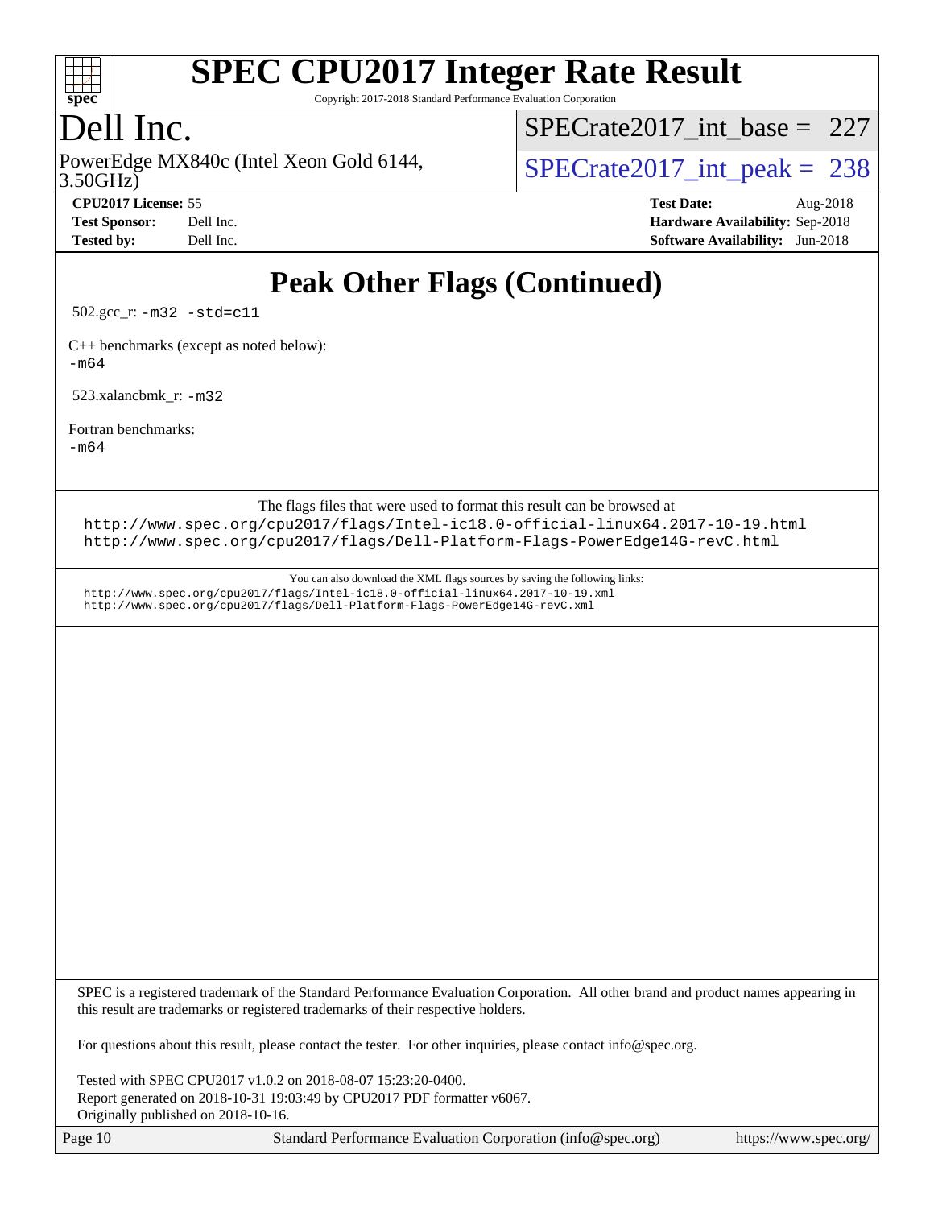# SPEC CPU2017 Integer Rate Result

Copyright 2017-2018 Standard Performance Evaluation Corporation

# Dell Inc.

PowerEdge MX840c (Intel Xeon Gold 6144, 3.50GHz)

SPECrate2017_int_base = 227

SPECrate2017_int_peak = 238

**CPU2017 License:** 55
**Test Sponsor:** Dell Inc.
**Tested by:** Dell Inc.

**Test Date:** Aug-2018
**Hardware Availability:** Sep-2018
**Software Availability:** Jun-2018

## Peak Other Flags (Continued)

502.gcc_r: `-m32 -std=c11`

C++ benchmarks (except as noted below):
`-m64`

523.xalancbmk_r: `-m32`

Fortran benchmarks:
`-m64`

The flags files that were used to format this result can be browsed at
http://www.spec.org/cpu2017/flags/Intel-ic18.0-official-linux64.2017-10-19.html
http://www.spec.org/cpu2017/flags/Dell-Platform-Flags-PowerEdge14G-revC.html

You can also download the XML flags sources by saving the following links:
http://www.spec.org/cpu2017/flags/Intel-ic18.0-official-linux64.2017-10-19.xml
http://www.spec.org/cpu2017/flags/Dell-Platform-Flags-PowerEdge14G-revC.xml

SPEC is a registered trademark of the Standard Performance Evaluation Corporation. All other brand and product names appearing in this result are trademarks or registered trademarks of their respective holders.

For questions about this result, please contact the tester. For other inquiries, please contact info@spec.org.

Tested with SPEC CPU2017 v1.0.2 on 2018-08-07 15:23:20-0400.
Report generated on 2018-10-31 19:03:49 by CPU2017 PDF formatter v6067.
Originally published on 2018-10-16.